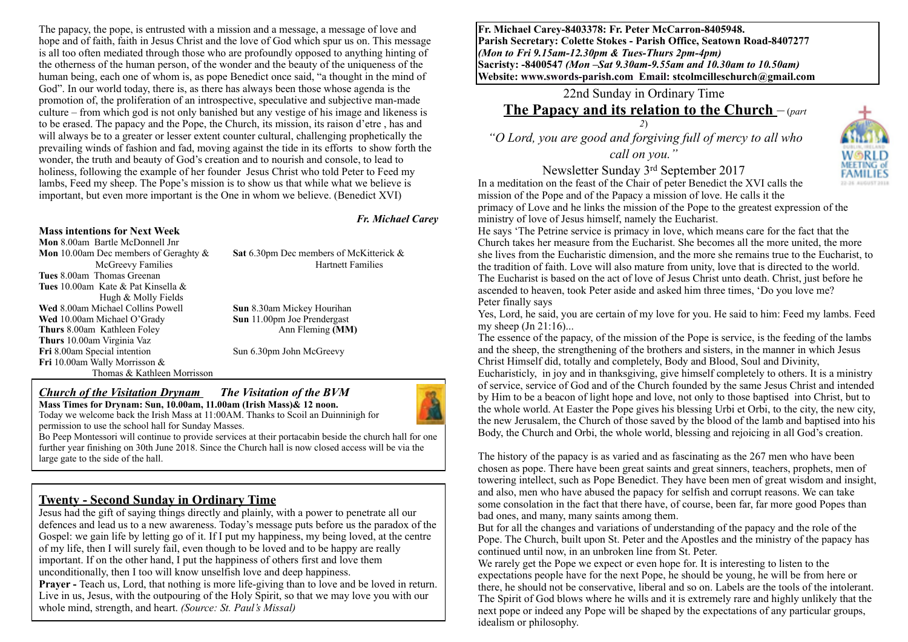The papacy, the pope, is entrusted with a mission and a message, a message of love and hope and of faith, faith in Jesus Christ and the love of God which spur us on. This message is all too often mediated through those who are profoundly opposed to anything hinting of the otherness of the human person, of the wonder and the beauty of the uniqueness of the human being, each one of whom is, as pope Benedict once said, "a thought in the mind of God". In our world today, there is, as there has always been those whose agenda is the promotion of, the proliferation of an introspective, speculative and subjective man-made culture – from which god is not only banished but any vestige of his image and likeness is to be erased. The papacy and the Pope, the Church, its mission, its raison d'etre , has and will always be to a greater or lesser extent counter cultural, challenging prophetically the prevailing winds of fashion and fad, moving against the tide in its efforts to show forth the wonder, the truth and beauty of God's creation and to nourish and console, to lead to holiness, following the example of her founder Jesus Christ who told Peter to Feed my lambs, Feed my sheep. The Pope's mission is to show us that while what we believe is important, but even more important is the One in whom we believe. (Benedict XVI)

*Fr. Michael Carey*

**Mass intentions for Next Week**

**Mon** 8.00am Bartle McDonnell Jnr
**Mon** 10.00am Dec members of Geraghty & McGreevy Families
**Tues** 8.00am Thomas Greenan
**Tues** 10.00am Kate & Pat Kinsella & Hugh & Molly Fields
**Wed** 8.00am Michael Collins Powell
**Wed** 10.00am Michael O'Grady
**Thurs** 8.00am Kathleen Foley
**Thurs** 10.00am Virginia Vaz
**Fri** 8.00am Special intention
**Fri** 10.00am Wally Morrisson & Thomas & Kathleen Morrisson
**Sat** 6.30pm Dec members of McKitterick & Hartnett Families
**Sun** 8.30am Mickey Hourihan
**Sun** 11.00pm Joe Prendergast Ann Fleming **(MM)**
Sun 6.30pm John McGreevy

## *Church of the Visitation Drynam* *The Visitation of the BVM*

**Mass Times for Drynam: Sun, 10.00am, 11.00am (Irish Mass)& 12 noon.**

Today we welcome back the Irish Mass at 11:00AM. Thanks to Scoil an Duinninigh for permission to use the school hall for Sunday Masses.

Bo Peep Montessori will continue to provide services at their portacabin beside the church hall for one further year finishing on 30th June 2018. Since the Church hall is now closed access will be via the large gate to the side of the hall.

## Twenty - Second Sunday in Ordinary Time

Jesus had the gift of saying things directly and plainly, with a power to penetrate all our defences and lead us to a new awareness. Today's message puts before us the paradox of the Gospel: we gain life by letting go of it. If I put my happiness, my being loved, at the centre of my life, then I will surely fail, even though to be loved and to be happy are really important. If on the other hand, I put the happiness of others first and love them unconditionally, then I too will know unselfish love and deep happiness.

**Prayer -** Teach us, Lord, that nothing is more life-giving than to love and be loved in return. Live in us, Jesus, with the outpouring of the Holy Spirit, so that we may love you with our whole mind, strength, and heart. *(Source: St. Paul's Missal)*

**Fr. Michael Carey-8403378: Fr. Peter McCarron-8405948.**
**Parish Secretary: Colette Stokes - Parish Office, Seatown Road-8407277**
***(Mon to Fri 9.15am-12.30pm & Tues-Thurs 2pm-4pm)***
**Sacristy: -8400547 *(Mon –Sat 9.30am-9.55am and 10.30am to 10.50am)***
**Website: www.swords-parish.com Email: stcolmcilleschurch@gmail.com**

22nd Sunday in Ordinary Time

# The Papacy and its relation to the Church – (*part 2*)

*"O Lord, you are good and forgiving full of mercy to all who call on you."*

Newsletter Sunday 3rd September 2017

In a meditation on the feast of the Chair of peter Benedict the XVI calls the mission of the Pope and of the Papacy a mission of love. He calls it the primacy of Love and he links the mission of the Pope to the greatest expression of the ministry of love of Jesus himself, namely the Eucharist.

He says 'The Petrine service is primacy in love, which means care for the fact that the Church takes her measure from the Eucharist. She becomes all the more united, the more she lives from the Eucharistic dimension, and the more she remains true to the Eucharist, to the tradition of faith. Love will also mature from unity, love that is directed to the world. The Eucharist is based on the act of love of Jesus Christ unto death. Christ, just before he ascended to heaven, took Peter aside and asked him three times, 'Do you love me? Peter finally says

Yes, Lord, he said, you are certain of my love for you. He said to him: Feed my lambs. Feed my sheep (Jn 21:16)...

The essence of the papacy, of the mission of the Pope is service, is the feeding of the lambs and the sheep, the strengthening of the brothers and sisters, in the manner in which Jesus Christ Himself did, totally and completely, Body and Blood, Soul and Divinity, Eucharisticly, in joy and in thanksgiving, give himself completely to others. It is a ministry of service, service of God and of the Church founded by the same Jesus Christ and intended by Him to be a beacon of light hope and love, not only to those baptised into Christ, but to the whole world. At Easter the Pope gives his blessing Urbi et Orbi, to the city, the new city, the new Jerusalem, the Church of those saved by the blood of the lamb and baptised into his Body, the Church and Orbi, the whole world, blessing and rejoicing in all God's creation.

The history of the papacy is as varied and as fascinating as the 267 men who have been chosen as pope. There have been great saints and great sinners, teachers, prophets, men of towering intellect, such as Pope Benedict. They have been men of great wisdom and insight, and also, men who have abused the papacy for selfish and corrupt reasons. We can take some consolation in the fact that there have, of course, been far, far more good Popes than bad ones, and many, many saints among them.

But for all the changes and variations of understanding of the papacy and the role of the Pope. The Church, built upon St. Peter and the Apostles and the ministry of the papacy has continued until now, in an unbroken line from St. Peter.

We rarely get the Pope we expect or even hope for. It is interesting to listen to the expectations people have for the next Pope, he should be young, he will be from here or there, he should not be conservative, liberal and so on. Labels are the tools of the intolerant. The Spirit of God blows where he wills and it is extremely rare and highly unlikely that the next pope or indeed any Pope will be shaped by the expectations of any particular groups, idealism or philosophy.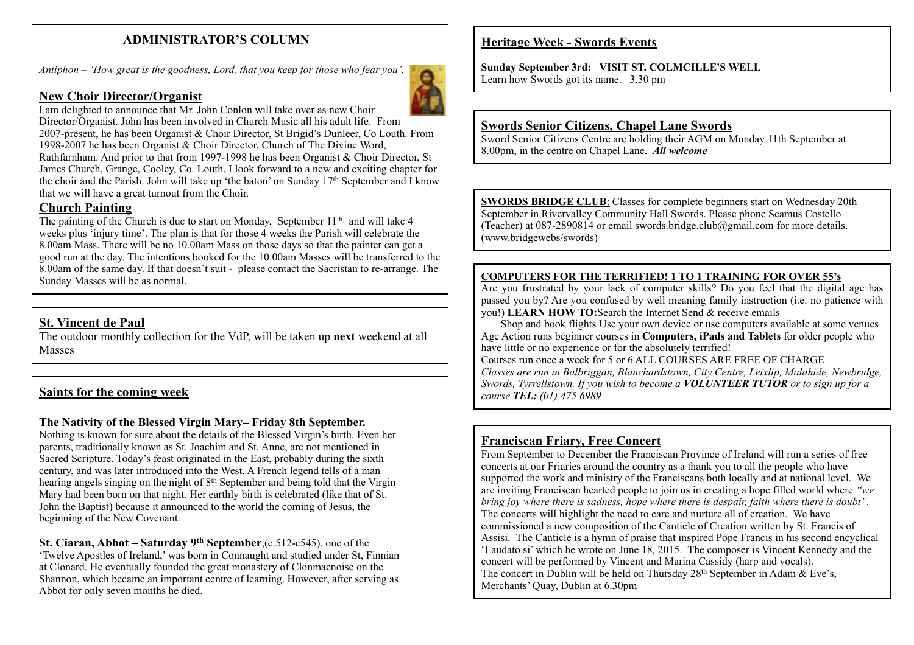## ADMINISTRATOR'S COLUMN

*Antiphon – 'How great is the goodness, Lord, that you keep for those who fear you'.*

### New Choir Director/Organist

I am delighted to announce that Mr. John Conlon will take over as new Choir Director/Organist. John has been involved in Church Music all his adult life. From 2007-present, he has been Organist & Choir Director, St Brigid's Dunleer, Co Louth. From 1998-2007 he has been Organist & Choir Director, Church of The Divine Word, Rathfarnham. And prior to that from 1997-1998 he has been Organist & Choir Director, St James Church, Grange, Cooley, Co. Louth. I look forward to a new and exciting chapter for the choir and the Parish. John will take up 'the baton' on Sunday 17th September and I know that we will have a great turnout from the Choir.

### Church Painting

The painting of the Church is due to start on Monday, September 11th, and will take 4 weeks plus 'injury time'. The plan is that for those 4 weeks the Parish will celebrate the 8.00am Mass. There will be no 10.00am Mass on those days so that the painter can get a good run at the day. The intentions booked for the 10.00am Masses will be transferred to the 8.00am of the same day. If that doesn't suit - please contact the Sacristan to re-arrange. The Sunday Masses will be as normal.

## St. Vincent de Paul

The outdoor monthly collection for the VdP, will be taken up **next** weekend at all Masses

## Saints for the coming week

**The Nativity of the Blessed Virgin Mary– Friday 8th September.**
Nothing is known for sure about the details of the Blessed Virgin's birth. Even her parents, traditionally known as St. Joachim and St. Anne, are not mentioned in Sacred Scripture. Today's feast originated in the East, probably during the sixth century, and was later introduced into the West. A French legend tells of a man hearing angels singing on the night of 8th September and being told that the Virgin Mary had been born on that night. Her earthly birth is celebrated (like that of St. John the Baptist) because it announced to the world the coming of Jesus, the beginning of the New Covenant.

**St. Ciaran, Abbot – Saturday 9th September**,(c.512-c545), one of the 'Twelve Apostles of Ireland,' was born in Connaught and studied under St, Finnian at Clonard. He eventually founded the great monastery of Clonmacnoise on the Shannon, which became an important centre of learning. However, after serving as Abbot for only seven months he died.

## Heritage Week - Swords Events

**Sunday September 3rd: VISIT ST. COLMCILLE'S WELL**
Learn how Swords got its name. 3.30 pm

## Swords Senior Citizens, Chapel Lane Swords

Sword Senior Citizens Centre are holding their AGM on Monday 11th September at 8.00pm, in the centre on Chapel Lane. ***All welcome***

**SWORDS BRIDGE CLUB**: Classes for complete beginners start on Wednesday 20th September in Rivervalley Community Hall Swords. Please phone Seamus Costello (Teacher) at 087-2890814 or email swords.bridge.club@gmail.com for more details. (www.bridgewebs/swords)

**COMPUTERS FOR THE TERRIFIED! 1 TO 1 TRAINING FOR OVER 55's**
Are you frustrated by your lack of computer skills? Do you feel that the digital age has passed you by? Are you confused by well meaning family instruction (i.e. no patience with you!) **LEARN HOW TO:**Search the Internet Send & receive emails
Shop and book flights Use your own device or use computers available at some venues Age Action runs beginner courses in **Computers, iPads and Tablets** for older people who have little or no experience or for the absolutely terrified!
Courses run once a week for 5 or 6 ALL COURSES ARE FREE OF CHARGE
*Classes are run in Balbriggan, Blanchardstown, City Centre, Leixlip, Malahide, Newbridge, Swords, Tyrrellstown. If you wish to become a **VOLUNTEER TUTOR** or to sign up for a course **TEL:** (01) 475 6989*

## Franciscan Friary, Free Concert

From September to December the Franciscan Province of Ireland will run a series of free concerts at our Friaries around the country as a thank you to all the people who have supported the work and ministry of the Franciscans both locally and at national level. We are inviting Franciscan hearted people to join us in creating a hope filled world where *"we bring joy where there is sadness, hope where there is despair, faith where there is doubt".* The concerts will highlight the need to care and nurture all of creation. We have commissioned a new composition of the Canticle of Creation written by St. Francis of Assisi. The Canticle is a hymn of praise that inspired Pope Francis in his second encyclical 'Laudato si' which he wrote on June 18, 2015. The composer is Vincent Kennedy and the concert will be performed by Vincent and Marina Cassidy (harp and vocals).
The concert in Dublin will be held on Thursday 28th September in Adam & Eve's, Merchants' Quay, Dublin at 6.30pm